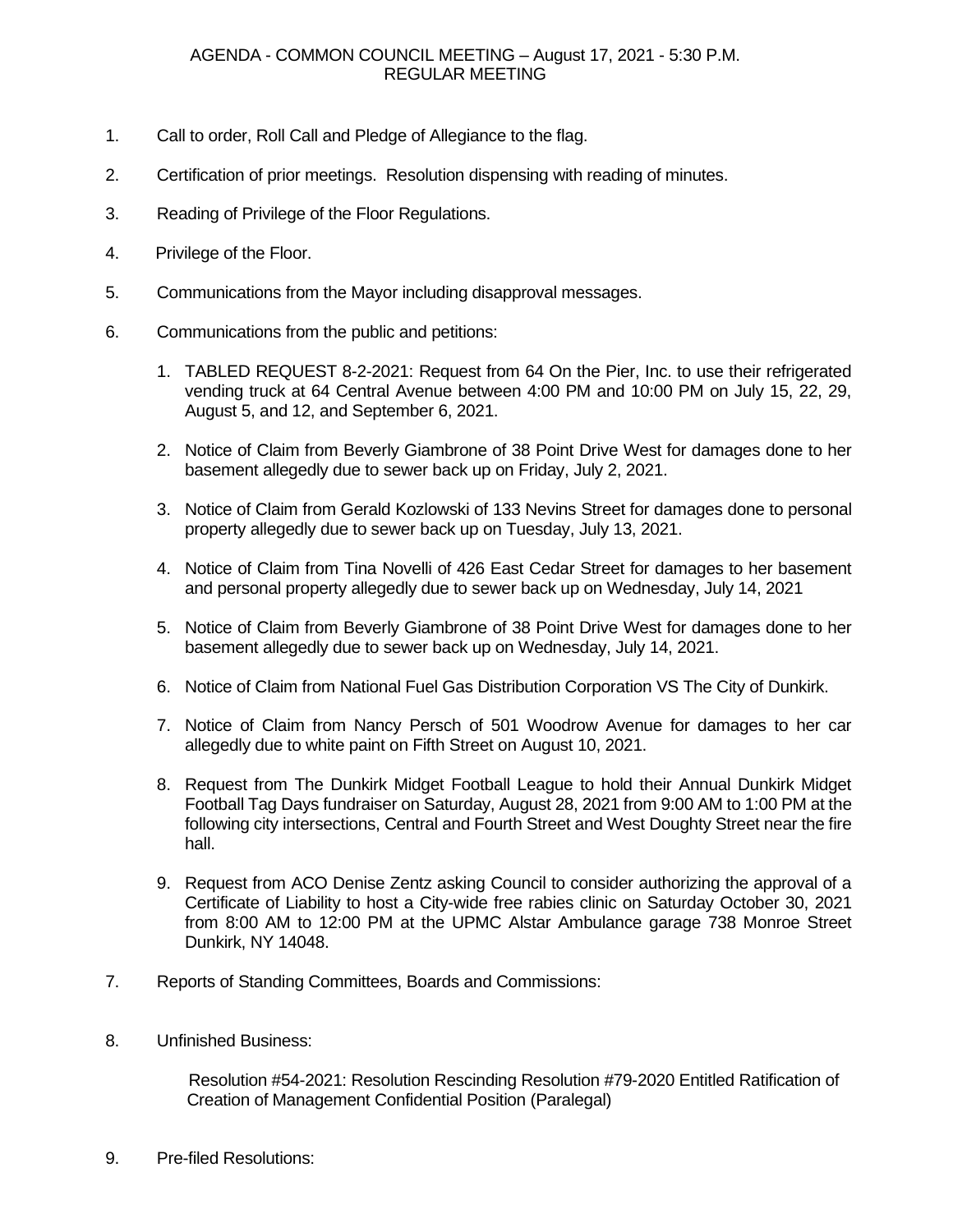# AGENDA - COMMON COUNCIL MEETING – August 17, 2021 - 5:30 P.M.
## REGULAR MEETING

1. Call to order, Roll Call and Pledge of Allegiance to the flag.

2. Certification of prior meetings. Resolution dispensing with reading of minutes.

3. Reading of Privilege of the Floor Regulations.

4. Privilege of the Floor.

5. Communications from the Mayor including disapproval messages.

6. Communications from the public and petitions:

    1. TABLED REQUEST 8-2-2021: Request from 64 On the Pier, Inc. to use their refrigerated vending truck at 64 Central Avenue between 4:00 PM and 10:00 PM on July 15, 22, 29, August 5, and 12, and September 6, 2021.

    2. Notice of Claim from Beverly Giambrone of 38 Point Drive West for damages done to her basement allegedly due to sewer back up on Friday, July 2, 2021.

    3. Notice of Claim from Gerald Kozlowski of 133 Nevins Street for damages done to personal property allegedly due to sewer back up on Tuesday, July 13, 2021.

    4. Notice of Claim from Tina Novelli of 426 East Cedar Street for damages to her basement and personal property allegedly due to sewer back up on Wednesday, July 14, 2021

    5. Notice of Claim from Beverly Giambrone of 38 Point Drive West for damages done to her basement allegedly due to sewer back up on Wednesday, July 14, 2021.

    6. Notice of Claim from National Fuel Gas Distribution Corporation VS The City of Dunkirk.

    7. Notice of Claim from Nancy Persch of 501 Woodrow Avenue for damages to her car allegedly due to white paint on Fifth Street on August 10, 2021.

    8. Request from The Dunkirk Midget Football League to hold their Annual Dunkirk Midget Football Tag Days fundraiser on Saturday, August 28, 2021 from 9:00 AM to 1:00 PM at the following city intersections, Central and Fourth Street and West Doughty Street near the fire hall.

    9. Request from ACO Denise Zentz asking Council to consider authorizing the approval of a Certificate of Liability to host a City-wide free rabies clinic on Saturday October 30, 2021 from 8:00 AM to 12:00 PM at the UPMC Alstar Ambulance garage 738 Monroe Street Dunkirk, NY 14048.

7. Reports of Standing Committees, Boards and Commissions:

8. Unfinished Business:

    Resolution #54-2021: Resolution Rescinding Resolution #79-2020 Entitled Ratification of Creation of Management Confidential Position (Paralegal)

9. Pre-filed Resolutions: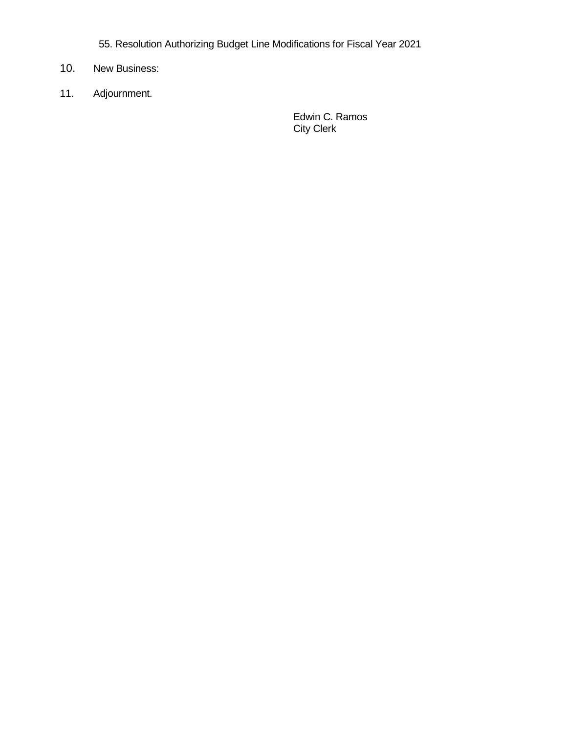55. Resolution Authorizing Budget Line Modifications for Fiscal Year 2021

10. New Business:

11. Adjournment.

Edwin C. Ramos
City Clerk